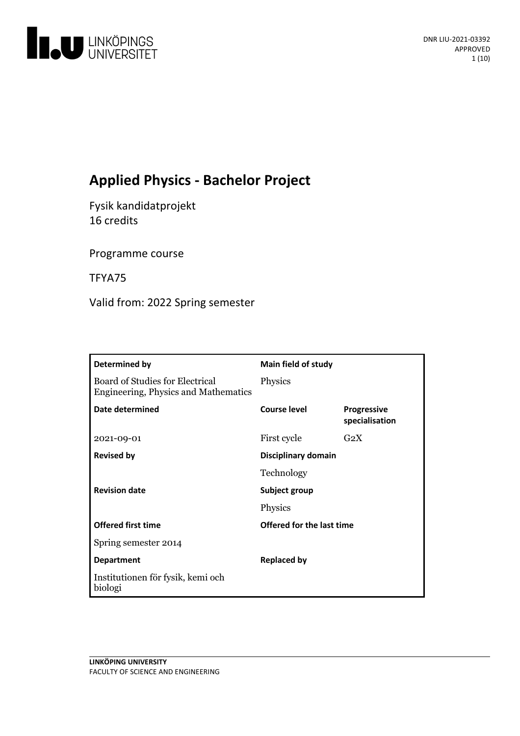DNR LIU-2021-03392
APPROVED

# Applied Physics - Bachelor Project

Fysik kandidatprojekt
16 credits

Programme course

TFYA75

Valid from: 2022 Spring semester

| Determined by | Main field of study | |
|---|---|---|
| Board of Studies for Electrical Engineering, Physics and Mathematics | Physics | |
| **Date determined** | **Course level** | **Progressive specialisation** |
| 2021-09-01 | First cycle | G2X |
| **Revised by** | **Disciplinary domain** | |
| | Technology | |
| **Revision date** | **Subject group** | |
| | Physics | |
| **Offered first time** | **Offered for the last time** | |
| Spring semester 2014 | | |
| **Department** | **Replaced by** | |
| Institutionen för fysik, kemi och biologi | | |

**LINKÖPING UNIVERSITY**
FACULTY OF SCIENCE AND ENGINEERING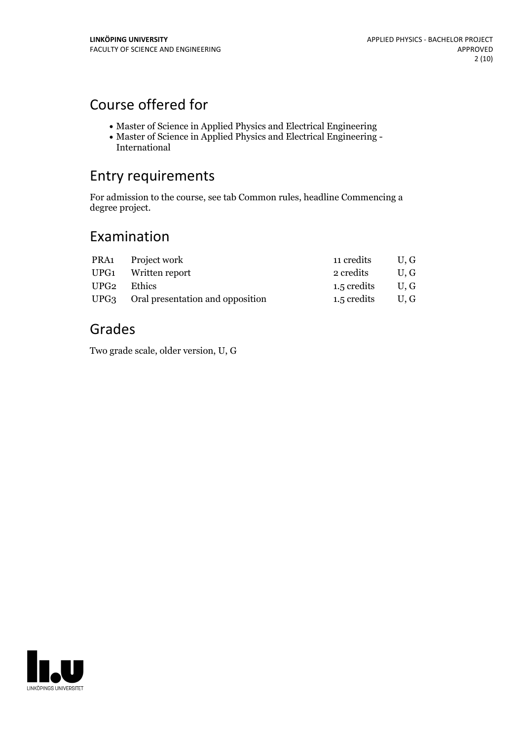## Course offered for

- Master of Science in Applied Physics and Electrical Engineering
- Master of Science in Applied Physics and Electrical Engineering - International

## Entry requirements

For admission to the course, see tab Common rules, headline Commencing a degree project.

## Examination

| | | | |
|---|---|---|---|
| PRA1 | Project work | 11 credits | U, G |
| UPG1 | Written report | 2 credits | U, G |
| UPG2 | Ethics | 1.5 credits | U, G |
| UPG3 | Oral presentation and opposition | 1.5 credits | U, G |

## Grades

Two grade scale, older version, U, G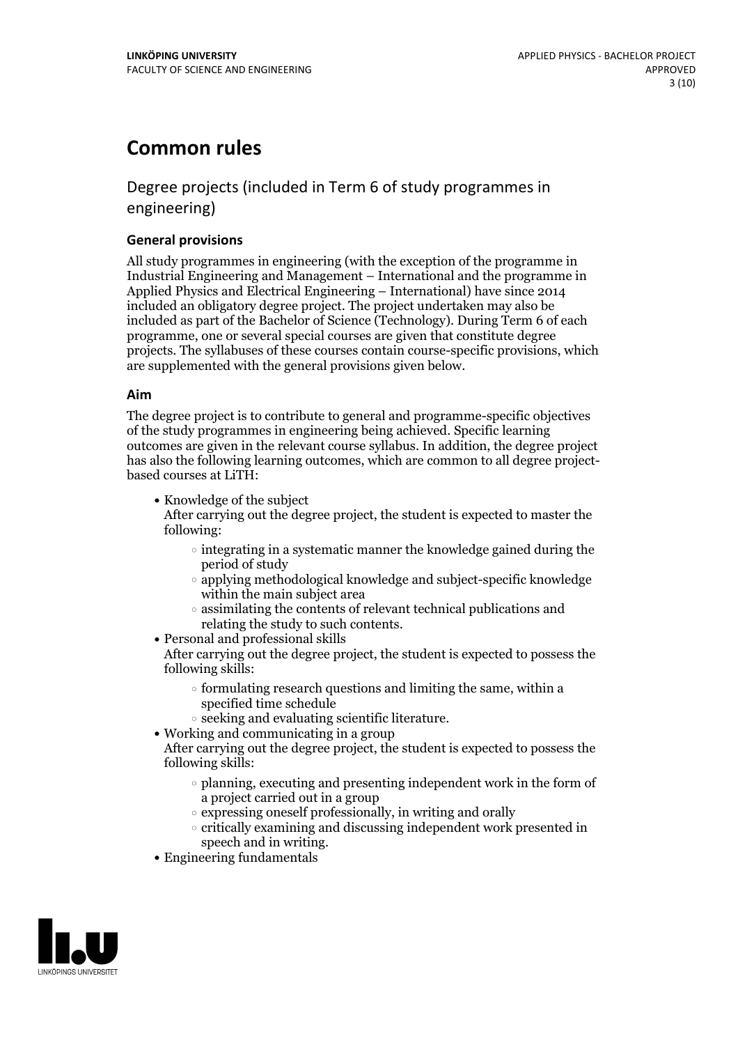# Common rules

## Degree projects (included in Term 6 of study programmes in engineering)

### General provisions

All study programmes in engineering (with the exception of the programme in Industrial Engineering and Management – International and the programme in Applied Physics and Electrical Engineering – International) have since 2014 included an obligatory degree project. The project undertaken may also be included as part of the Bachelor of Science (Technology). During Term 6 of each programme, one or several special courses are given that constitute degree projects. The syllabuses of these courses contain course-specific provisions, which are supplemented with the general provisions given below.

### Aim

The degree project is to contribute to general and programme-specific objectives of the study programmes in engineering being achieved. Specific learning outcomes are given in the relevant course syllabus. In addition, the degree project has also the following learning outcomes, which are common to all degree project-based courses at LiTH:

- Knowledge of the subject
  After carrying out the degree project, the student is expected to master the following:
    - integrating in a systematic manner the knowledge gained during the period of study
    - applying methodological knowledge and subject-specific knowledge within the main subject area
    - assimilating the contents of relevant technical publications and relating the study to such contents.
- Personal and professional skills
  After carrying out the degree project, the student is expected to possess the following skills:
    - formulating research questions and limiting the same, within a specified time schedule
    - seeking and evaluating scientific literature.
- Working and communicating in a group
  After carrying out the degree project, the student is expected to possess the following skills:
    - planning, executing and presenting independent work in the form of a project carried out in a group
    - expressing oneself professionally, in writing and orally
    - critically examining and discussing independent work presented in speech and in writing.
- Engineering fundamentals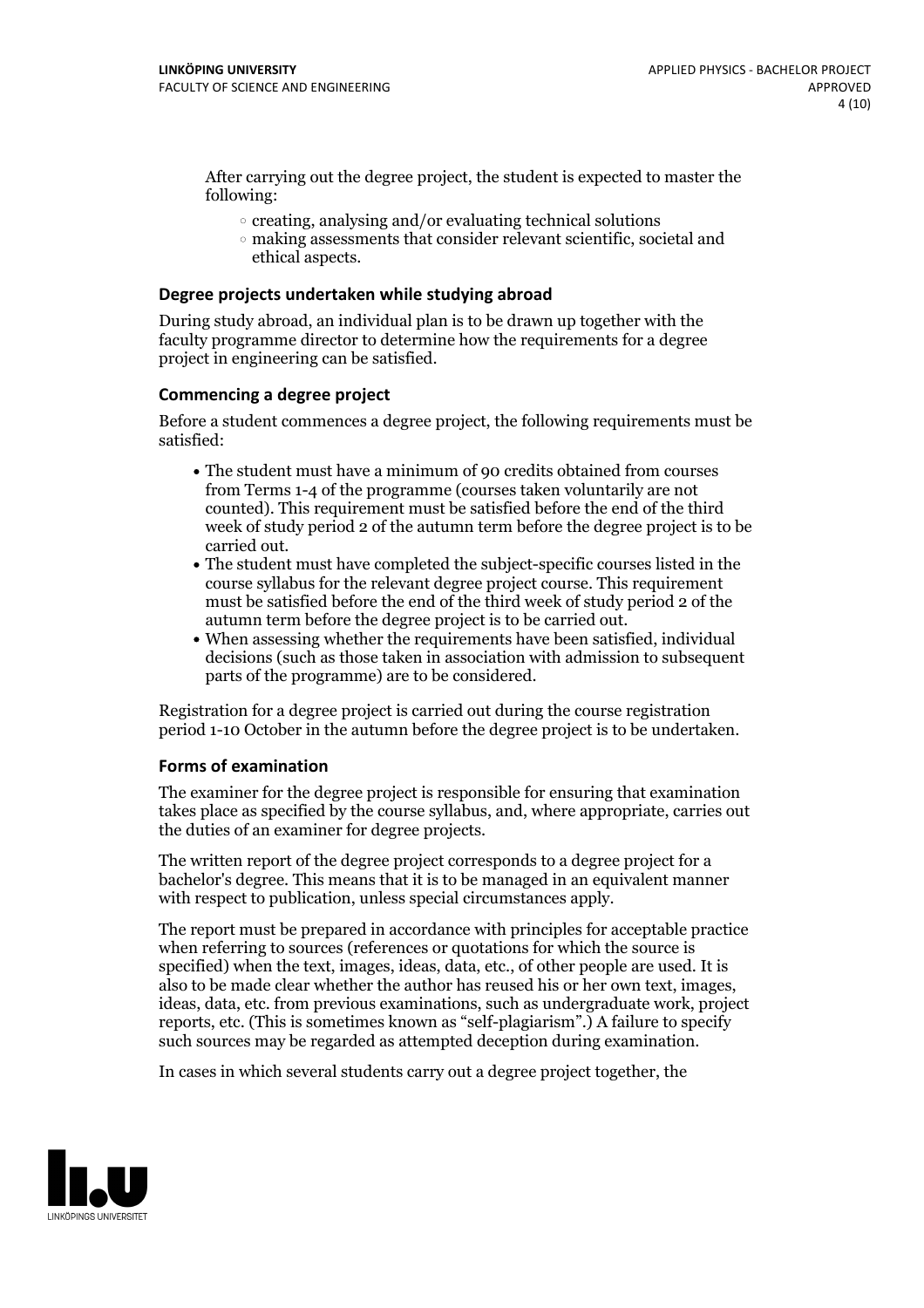After carrying out the degree project, the student is expected to master the following:

- creating, analysing and/or evaluating technical solutions
- making assessments that consider relevant scientific, societal and ethical aspects.

### Degree projects undertaken while studying abroad

During study abroad, an individual plan is to be drawn up together with the faculty programme director to determine how the requirements for a degree project in engineering can be satisfied.

### Commencing a degree project

Before a student commences a degree project, the following requirements must be satisfied:

- The student must have a minimum of 90 credits obtained from courses from Terms 1-4 of the programme (courses taken voluntarily are not counted). This requirement must be satisfied before the end of the third week of study period 2 of the autumn term before the degree project is to be carried out.
- The student must have completed the subject-specific courses listed in the course syllabus for the relevant degree project course. This requirement must be satisfied before the end of the third week of study period 2 of the autumn term before the degree project is to be carried out.
- When assessing whether the requirements have been satisfied, individual decisions (such as those taken in association with admission to subsequent parts of the programme) are to be considered.

Registration for a degree project is carried out during the course registration period 1-10 October in the autumn before the degree project is to be undertaken.

### Forms of examination

The examiner for the degree project is responsible for ensuring that examination takes place as specified by the course syllabus, and, where appropriate, carries out the duties of an examiner for degree projects.

The written report of the degree project corresponds to a degree project for a bachelor's degree. This means that it is to be managed in an equivalent manner with respect to publication, unless special circumstances apply.

The report must be prepared in accordance with principles for acceptable practice when referring to sources (references or quotations for which the source is specified) when the text, images, ideas, data, etc., of other people are used. It is also to be made clear whether the author has reused his or her own text, images, ideas, data, etc. from previous examinations, such as undergraduate work, project reports, etc. (This is sometimes known as "self-plagiarism".) A failure to specify such sources may be regarded as attempted deception during examination.

In cases in which several students carry out a degree project together, the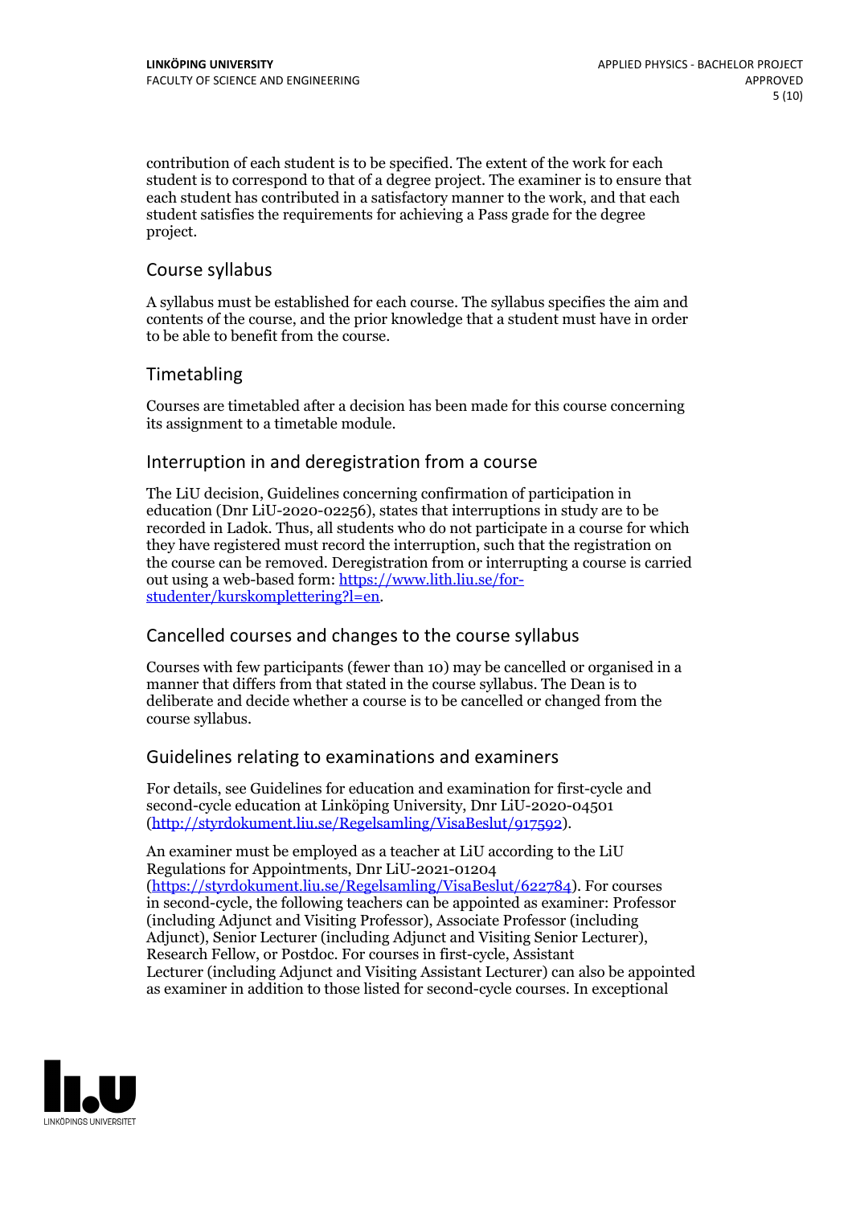contribution of each student is to be specified. The extent of the work for each student is to correspond to that of a degree project. The examiner is to ensure that each student has contributed in a satisfactory manner to the work, and that each student satisfies the requirements for achieving a Pass grade for the degree project.

## Course syllabus

A syllabus must be established for each course. The syllabus specifies the aim and contents of the course, and the prior knowledge that a student must have in order to be able to benefit from the course.

## Timetabling

Courses are timetabled after a decision has been made for this course concerning its assignment to a timetable module.

## Interruption in and deregistration from a course

The LiU decision, Guidelines concerning confirmation of participation in education (Dnr LiU-2020-02256), states that interruptions in study are to be recorded in Ladok. Thus, all students who do not participate in a course for which they have registered must record the interruption, such that the registration on the course can be removed. Deregistration from or interrupting a course is carried out using a web-based form: [https://www.lith.liu.se/for-studenter/kurskomplettering?l=en](https://www.lith.liu.se/for-studenter/kurskomplettering?l=en).

## Cancelled courses and changes to the course syllabus

Courses with few participants (fewer than 10) may be cancelled or organised in a manner that differs from that stated in the course syllabus. The Dean is to deliberate and decide whether a course is to be cancelled or changed from the course syllabus.

## Guidelines relating to examinations and examiners

For details, see Guidelines for education and examination for first-cycle and second-cycle education at Linköping University, Dnr LiU-2020-04501 ([http://styrdokument.liu.se/Regelsamling/VisaBeslut/917592](http://styrdokument.liu.se/Regelsamling/VisaBeslut/917592)).

An examiner must be employed as a teacher at LiU according to the LiU Regulations for Appointments, Dnr LiU-2021-01204 ([https://styrdokument.liu.se/Regelsamling/VisaBeslut/622784](https://styrdokument.liu.se/Regelsamling/VisaBeslut/622784)). For courses in second-cycle, the following teachers can be appointed as examiner: Professor (including Adjunct and Visiting Professor), Associate Professor (including Adjunct), Senior Lecturer (including Adjunct and Visiting Senior Lecturer), Research Fellow, or Postdoc. For courses in first-cycle, Assistant Lecturer (including Adjunct and Visiting Assistant Lecturer) can also be appointed as examiner in addition to those listed for second-cycle courses. In exceptional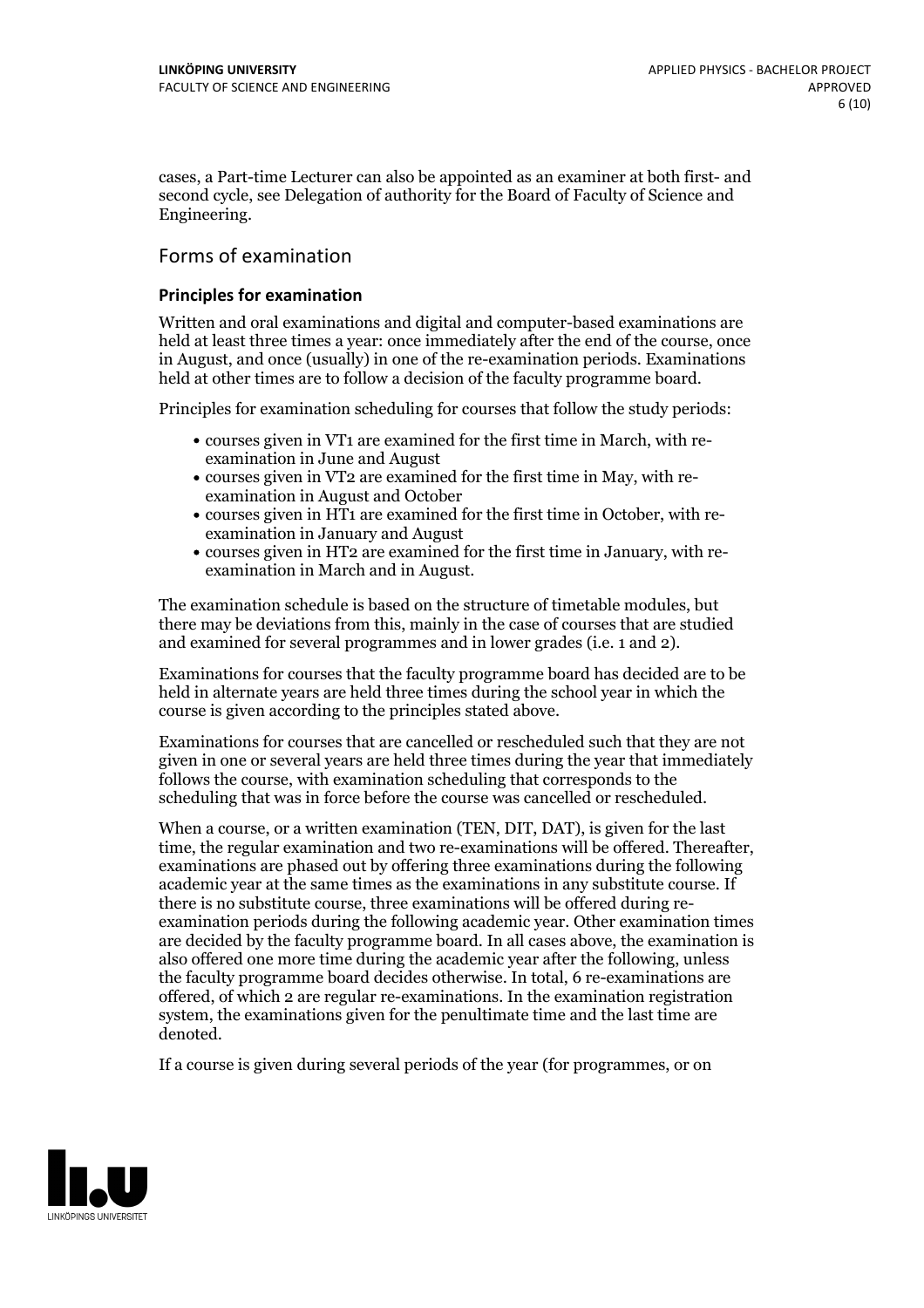cases, a Part-time Lecturer can also be appointed as an examiner at both first- and second cycle, see Delegation of authority for the Board of Faculty of Science and Engineering.

## Forms of examination

### Principles for examination

Written and oral examinations and digital and computer-based examinations are held at least three times a year: once immediately after the end of the course, once in August, and once (usually) in one of the re-examination periods. Examinations held at other times are to follow a decision of the faculty programme board.

Principles for examination scheduling for courses that follow the study periods:

- courses given in VT1 are examined for the first time in March, with re-examination in June and August
- courses given in VT2 are examined for the first time in May, with re-examination in August and October
- courses given in HT1 are examined for the first time in October, with re-examination in January and August
- courses given in HT2 are examined for the first time in January, with re-examination in March and in August.

The examination schedule is based on the structure of timetable modules, but there may be deviations from this, mainly in the case of courses that are studied and examined for several programmes and in lower grades (i.e. 1 and 2).

Examinations for courses that the faculty programme board has decided are to be held in alternate years are held three times during the school year in which the course is given according to the principles stated above.

Examinations for courses that are cancelled or rescheduled such that they are not given in one or several years are held three times during the year that immediately follows the course, with examination scheduling that corresponds to the scheduling that was in force before the course was cancelled or rescheduled.

When a course, or a written examination (TEN, DIT, DAT), is given for the last time, the regular examination and two re-examinations will be offered. Thereafter, examinations are phased out by offering three examinations during the following academic year at the same times as the examinations in any substitute course. If there is no substitute course, three examinations will be offered during re-examination periods during the following academic year. Other examination times are decided by the faculty programme board. In all cases above, the examination is also offered one more time during the academic year after the following, unless the faculty programme board decides otherwise. In total, 6 re-examinations are offered, of which 2 are regular re-examinations. In the examination registration system, the examinations given for the penultimate time and the last time are denoted.

If a course is given during several periods of the year (for programmes, or on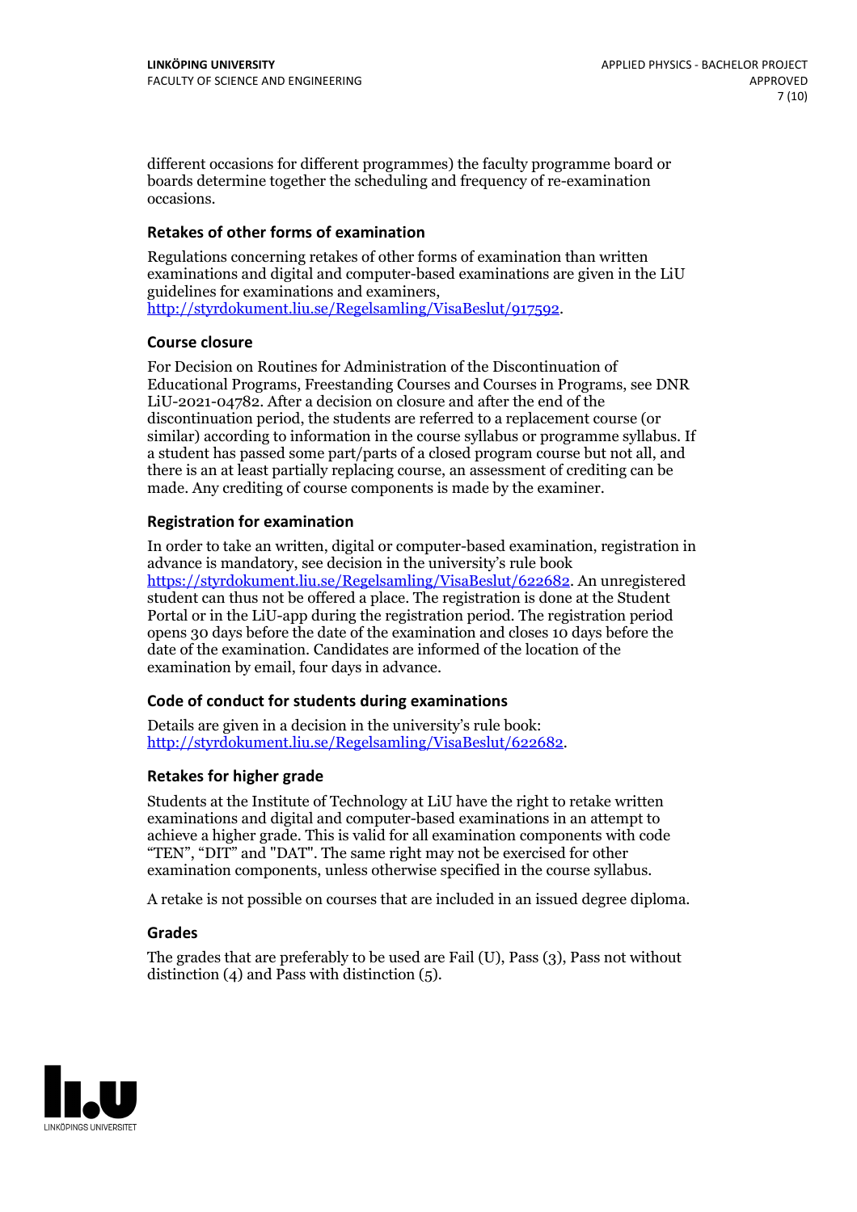different occasions for different programmes) the faculty programme board or boards determine together the scheduling and frequency of re-examination occasions.

### Retakes of other forms of examination

Regulations concerning retakes of other forms of examination than written examinations and digital and computer-based examinations are given in the LiU guidelines for examinations and examiners, http://styrdokument.liu.se/Regelsamling/VisaBeslut/917592.

### Course closure

For Decision on Routines for Administration of the Discontinuation of Educational Programs, Freestanding Courses and Courses in Programs, see DNR LiU-2021-04782. After a decision on closure and after the end of the discontinuation period, the students are referred to a replacement course (or similar) according to information in the course syllabus or programme syllabus. If a student has passed some part/parts of a closed program course but not all, and there is an at least partially replacing course, an assessment of crediting can be made. Any crediting of course components is made by the examiner.

### Registration for examination

In order to take an written, digital or computer-based examination, registration in advance is mandatory, see decision in the university's rule book https://styrdokument.liu.se/Regelsamling/VisaBeslut/622682. An unregistered student can thus not be offered a place. The registration is done at the Student Portal or in the LiU-app during the registration period. The registration period opens 30 days before the date of the examination and closes 10 days before the date of the examination. Candidates are informed of the location of the examination by email, four days in advance.

### Code of conduct for students during examinations

Details are given in a decision in the university's rule book: http://styrdokument.liu.se/Regelsamling/VisaBeslut/622682.

### Retakes for higher grade

Students at the Institute of Technology at LiU have the right to retake written examinations and digital and computer-based examinations in an attempt to achieve a higher grade. This is valid for all examination components with code "TEN", "DIT" and "DAT". The same right may not be exercised for other examination components, unless otherwise specified in the course syllabus.

A retake is not possible on courses that are included in an issued degree diploma.

### Grades

The grades that are preferably to be used are Fail (U), Pass (3), Pass not without distinction (4) and Pass with distinction (5).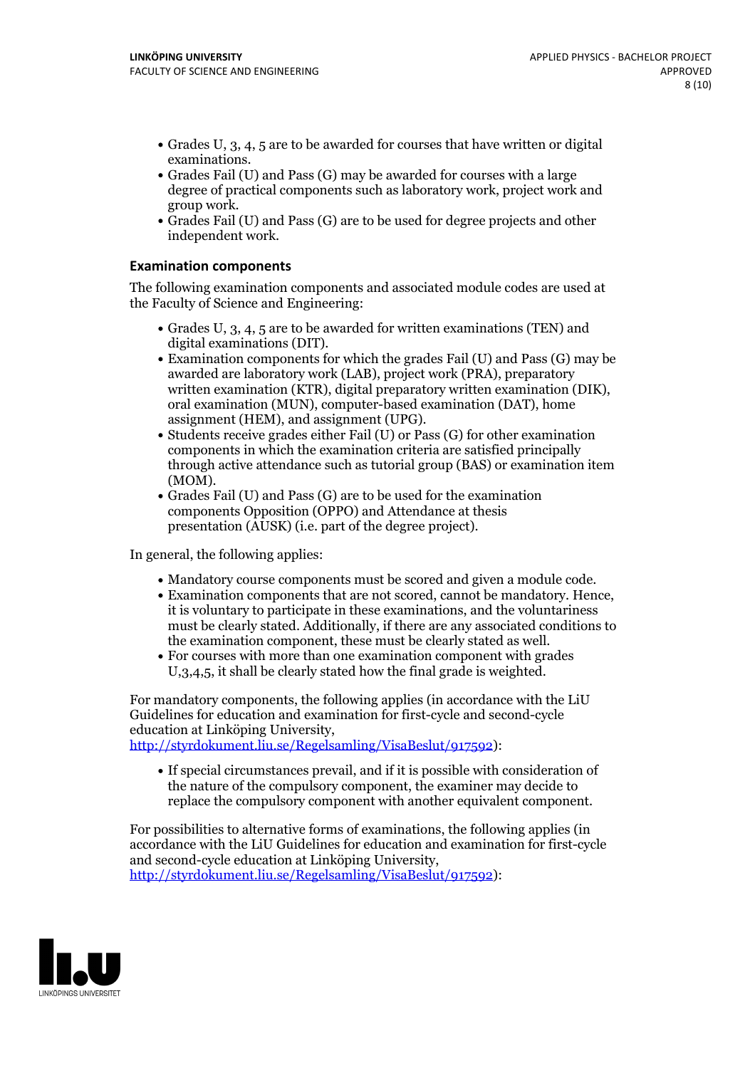- Grades U, 3, 4, 5 are to be awarded for courses that have written or digital examinations.
- Grades Fail (U) and Pass (G) may be awarded for courses with a large degree of practical components such as laboratory work, project work and group work.
- Grades Fail (U) and Pass (G) are to be used for degree projects and other independent work.

### Examination components

The following examination components and associated module codes are used at the Faculty of Science and Engineering:

- Grades U, 3, 4, 5 are to be awarded for written examinations (TEN) and digital examinations (DIT).
- Examination components for which the grades Fail (U) and Pass (G) may be awarded are laboratory work (LAB), project work (PRA), preparatory written examination (KTR), digital preparatory written examination (DIK), oral examination (MUN), computer-based examination (DAT), home assignment (HEM), and assignment (UPG).
- Students receive grades either Fail (U) or Pass (G) for other examination components in which the examination criteria are satisfied principally through active attendance such as tutorial group (BAS) or examination item (MOM).
- Grades Fail (U) and Pass (G) are to be used for the examination components Opposition (OPPO) and Attendance at thesis presentation (AUSK) (i.e. part of the degree project).

In general, the following applies:

- Mandatory course components must be scored and given a module code.
- Examination components that are not scored, cannot be mandatory. Hence, it is voluntary to participate in these examinations, and the voluntariness must be clearly stated. Additionally, if there are any associated conditions to the examination component, these must be clearly stated as well.
- For courses with more than one examination component with grades U,3,4,5, it shall be clearly stated how the final grade is weighted.

For mandatory components, the following applies (in accordance with the LiU Guidelines for education and examination for first-cycle and second-cycle education at Linköping University, http://styrdokument.liu.se/Regelsamling/VisaBeslut/917592):

- If special circumstances prevail, and if it is possible with consideration of the nature of the compulsory component, the examiner may decide to replace the compulsory component with another equivalent component.

For possibilities to alternative forms of examinations, the following applies (in accordance with the LiU Guidelines for education and examination for first-cycle and second-cycle education at Linköping University, http://styrdokument.liu.se/Regelsamling/VisaBeslut/917592):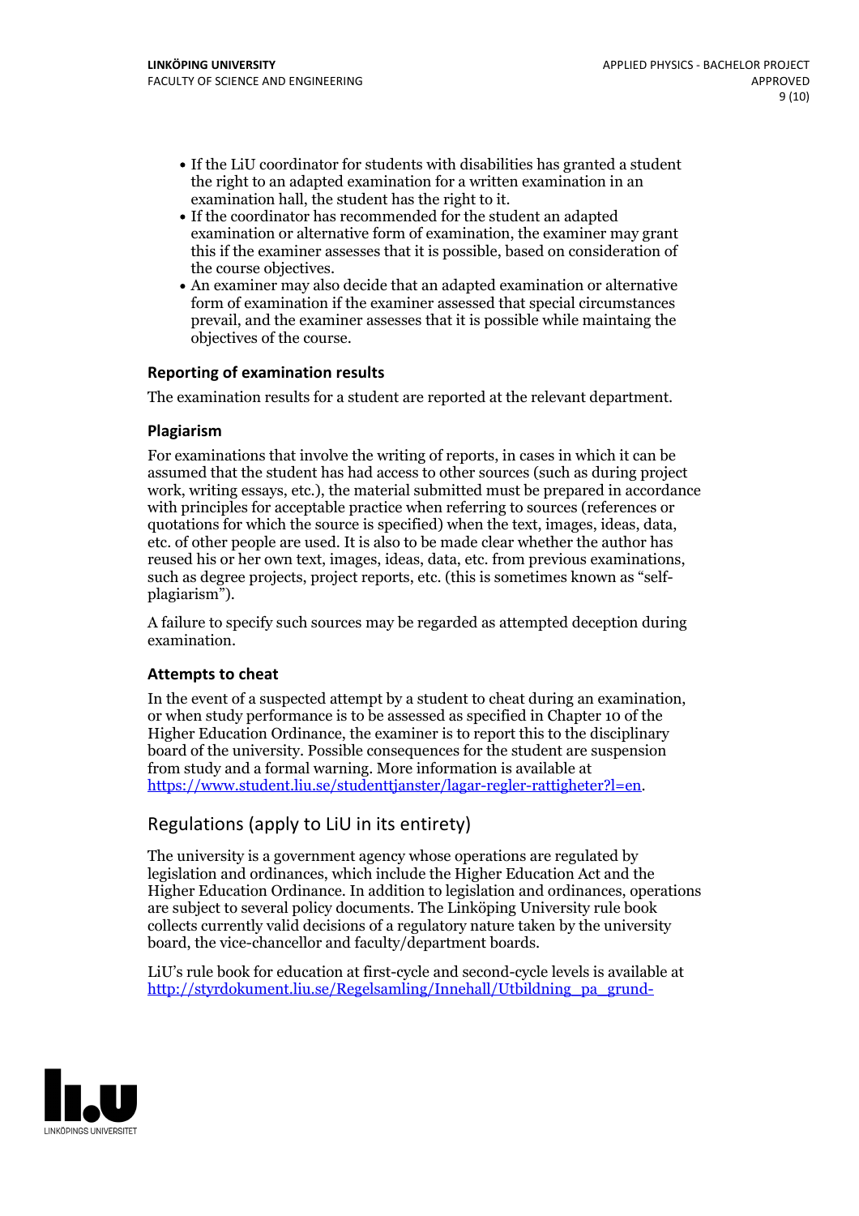- If the LiU coordinator for students with disabilities has granted a student the right to an adapted examination for a written examination in an examination hall, the student has the right to it.
- If the coordinator has recommended for the student an adapted examination or alternative form of examination, the examiner may grant this if the examiner assesses that it is possible, based on consideration of the course objectives.
- An examiner may also decide that an adapted examination or alternative form of examination if the examiner assessed that special circumstances prevail, and the examiner assesses that it is possible while maintaining the objectives of the course.

### Reporting of examination results

The examination results for a student are reported at the relevant department.

### Plagiarism

For examinations that involve the writing of reports, in cases in which it can be assumed that the student has had access to other sources (such as during project work, writing essays, etc.), the material submitted must be prepared in accordance with principles for acceptable practice when referring to sources (references or quotations for which the source is specified) when the text, images, ideas, data, etc. of other people are used. It is also to be made clear whether the author has reused his or her own text, images, ideas, data, etc. from previous examinations, such as degree projects, project reports, etc. (this is sometimes known as "self-plagiarism").

A failure to specify such sources may be regarded as attempted deception during examination.

### Attempts to cheat

In the event of a suspected attempt by a student to cheat during an examination, or when study performance is to be assessed as specified in Chapter 10 of the Higher Education Ordinance, the examiner is to report this to the disciplinary board of the university. Possible consequences for the student are suspension from study and a formal warning. More information is available at https://www.student.liu.se/studenttjanster/lagar-regler-rattigheter?l=en.

## Regulations (apply to LiU in its entirety)

The university is a government agency whose operations are regulated by legislation and ordinances, which include the Higher Education Act and the Higher Education Ordinance. In addition to legislation and ordinances, operations are subject to several policy documents. The Linköping University rule book collects currently valid decisions of a regulatory nature taken by the university board, the vice-chancellor and faculty/department boards.

LiU's rule book for education at first-cycle and second-cycle levels is available at http://styrdokument.liu.se/Regelsamling/Innehall/Utbildning_pa_grund-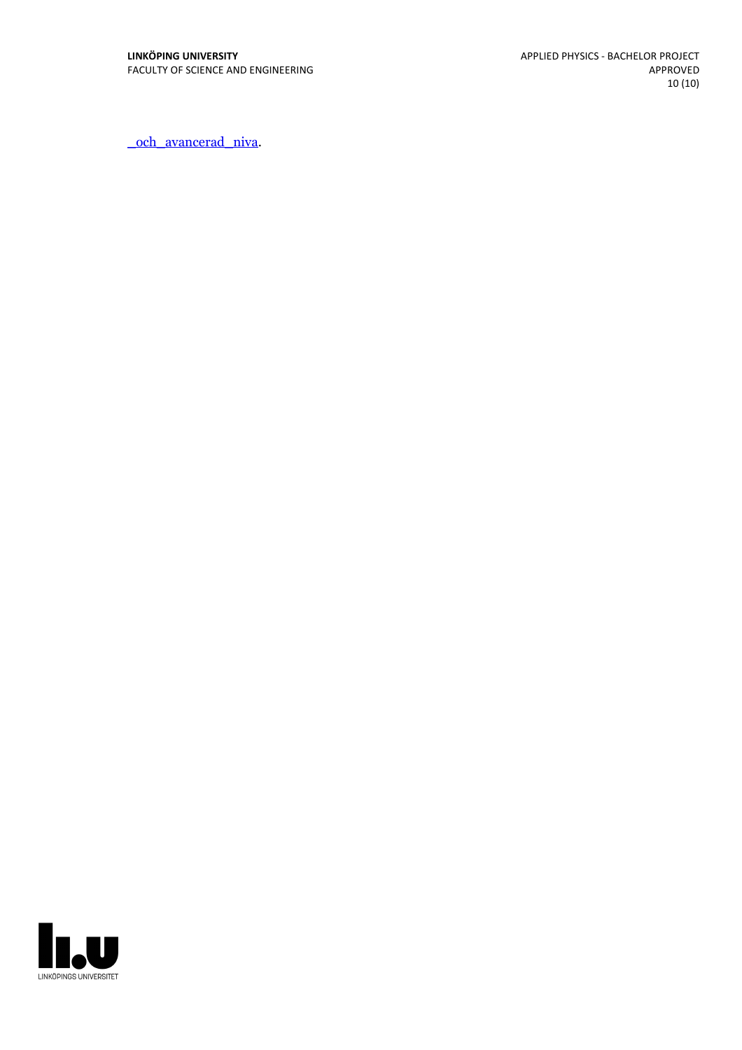_och_avancerad_niva.